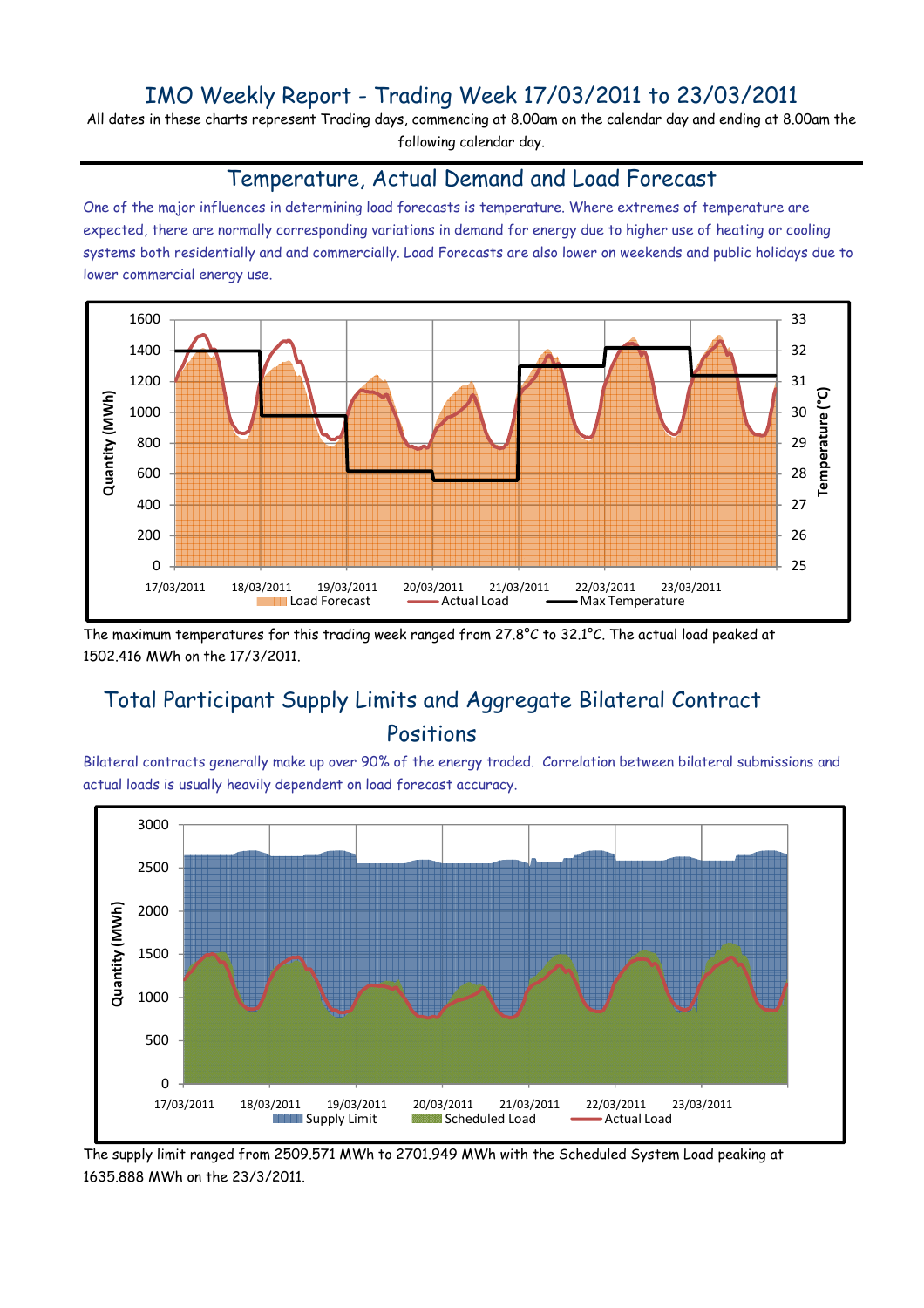# IMO Weekly Report - Trading Week 17/03/2011 to 23/03/2011

All dates in these charts represent Trading days, commencing at 8.00am on the calendar day and ending at 8.00am the following calendar day.

## Temperature, Actual Demand and Load Forecast

One of the major influences in determining load forecasts is temperature. Where extremes of temperature are expected, there are normally corresponding variations in demand for energy due to higher use of heating or cooling systems both residentially and and commercially. Load Forecasts are also lower on weekends and public holidays due to lower commercial energy use.

The maximum temperatures for this trading week ranged from 27.8°C to 32.1°C. The actual load peaked at 1502.416 MWh on the 17/3/2011.

## Total Participant Supply Limits and Aggregate Bilateral Contract Positions

Bilateral contracts generally make up over 90% of the energy traded. Correlation between bilateral submissions and actual loads is usually heavily dependent on load forecast accuracy.

The supply limit ranged from 2509.571 MWh to 2701.949 MWh with the Scheduled System Load peaking at 1635.888 MWh on the 23/3/2011.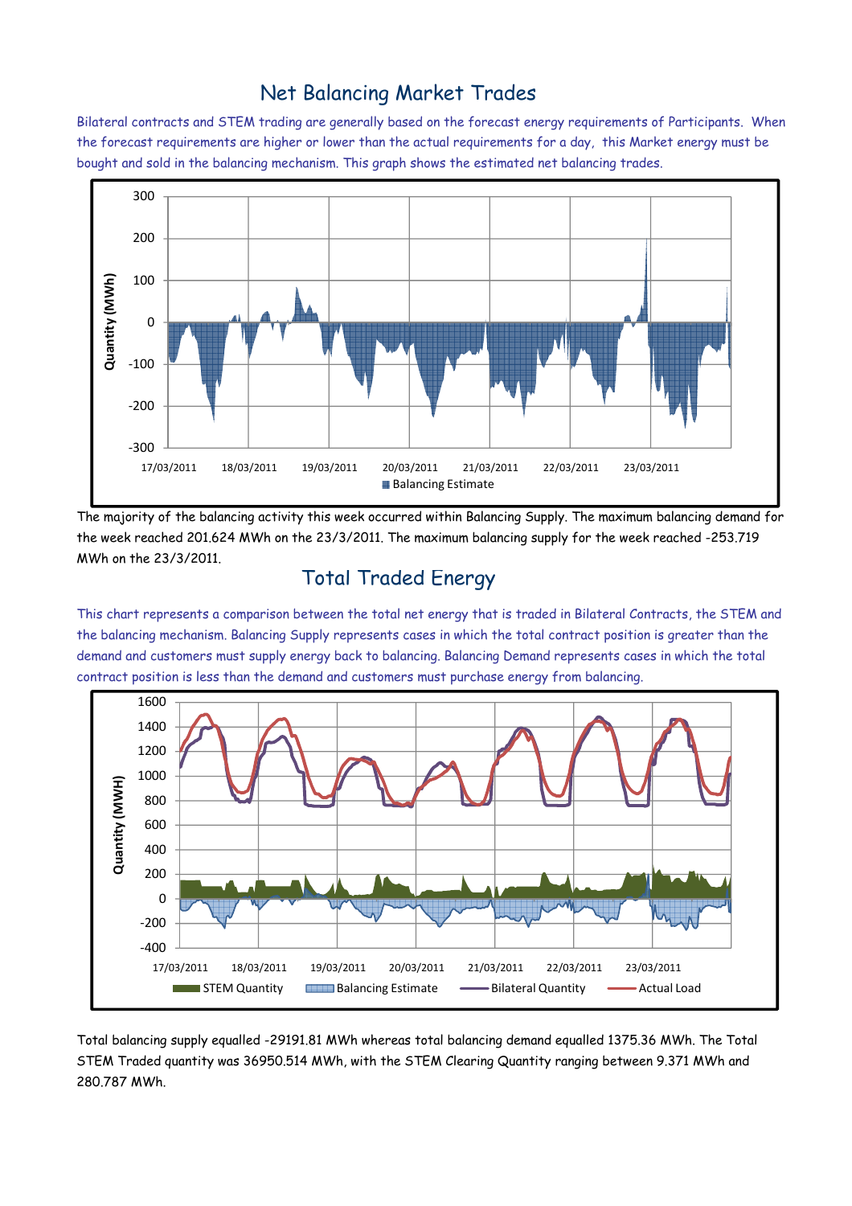## Net Balancing Market Trades

Bilateral contracts and STEM trading are generally based on the forecast energy requirements of Participants. When the forecast requirements are higher or lower than the actual requirements for a day, this Market energy must be bought and sold in the balancing mechanism. This graph shows the estimated net balancing trades.

The majority of the balancing activity this week occurred within Balancing Supply. The maximum balancing demand for the week reached 201.624 MWh on the 23/3/2011. The maximum balancing supply for the week reached -253.719 MWh on the 23/3/2011.

## Total Traded Energy

This chart represents a comparison between the total net energy that is traded in Bilateral Contracts, the STEM and the balancing mechanism. Balancing Supply represents cases in which the total contract position is greater than the demand and customers must supply energy back to balancing. Balancing Demand represents cases in which the total contract position is less than the demand and customers must purchase energy from balancing.

Total balancing supply equalled -29191.81 MWh whereas total balancing demand equalled 1375.36 MWh. The Total STEM Traded quantity was 36950.514 MWh, with the STEM Clearing Quantity ranging between 9.371 MWh and 280.787 MWh.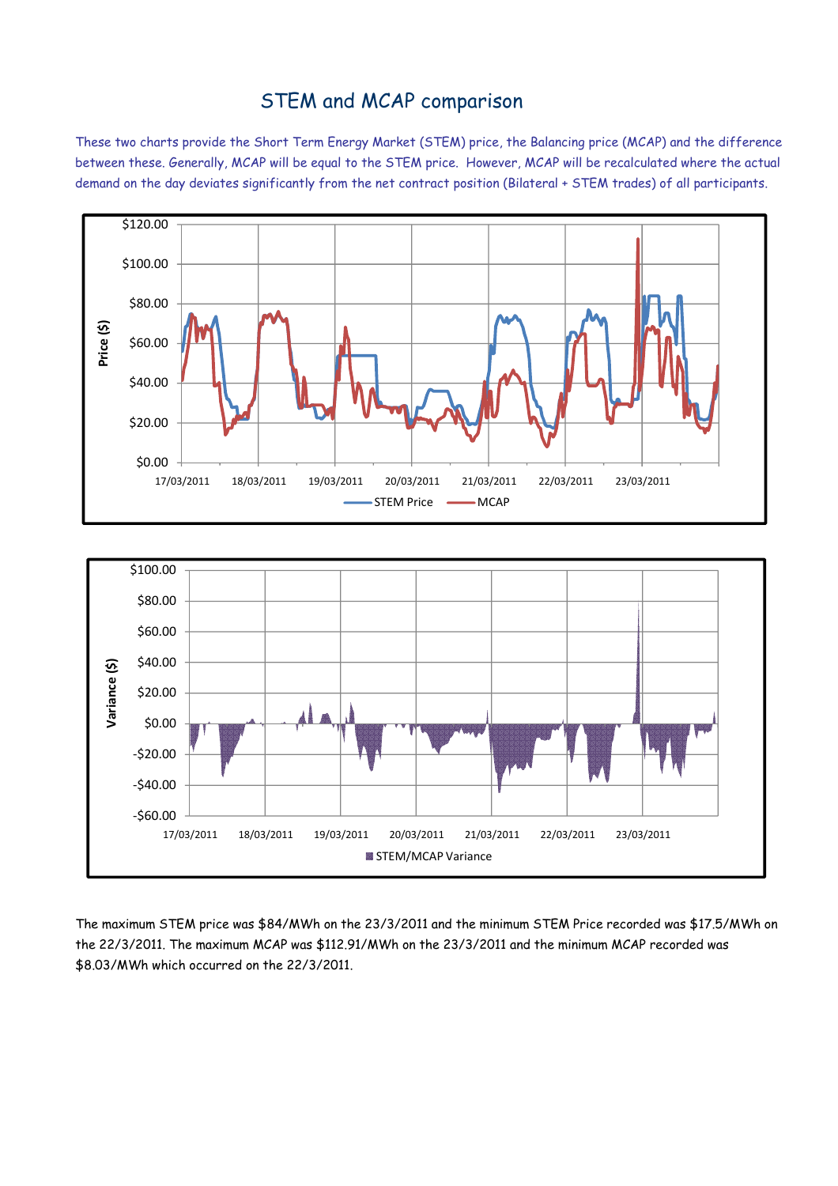# STEM and MCAP comparison

These two charts provide the Short Term Energy Market (STEM) price, the Balancing price (MCAP) and the difference between these. Generally, MCAP will be equal to the STEM price. However, MCAP will be recalculated where the actual demand on the day deviates significantly from the net contract position (Bilateral + STEM trades) of all participants.

Price ($)

$120.00
$100.00
$80.00
$60.00
$40.00
$20.00
$0.00

17/03/2011 18/03/2011 19/03/2011 20/03/2011 21/03/2011 22/03/2011 23/03/2011

STEM Price MCAP

Variance ($)

$100.00
$80.00
$60.00
$40.00
$20.00
$0.00
-$20.00
-$40.00
-$60.00

17/03/2011 18/03/2011 19/03/2011 20/03/2011 21/03/2011 22/03/2011 23/03/2011

STEM/MCAP Variance

The maximum STEM price was $84/MWh on the 23/3/2011 and the minimum STEM Price recorded was $17.5/MWh on the 22/3/2011. The maximum MCAP was $112.91/MWh on the 23/3/2011 and the minimum MCAP recorded was $8.03/MWh which occurred on the 22/3/2011.